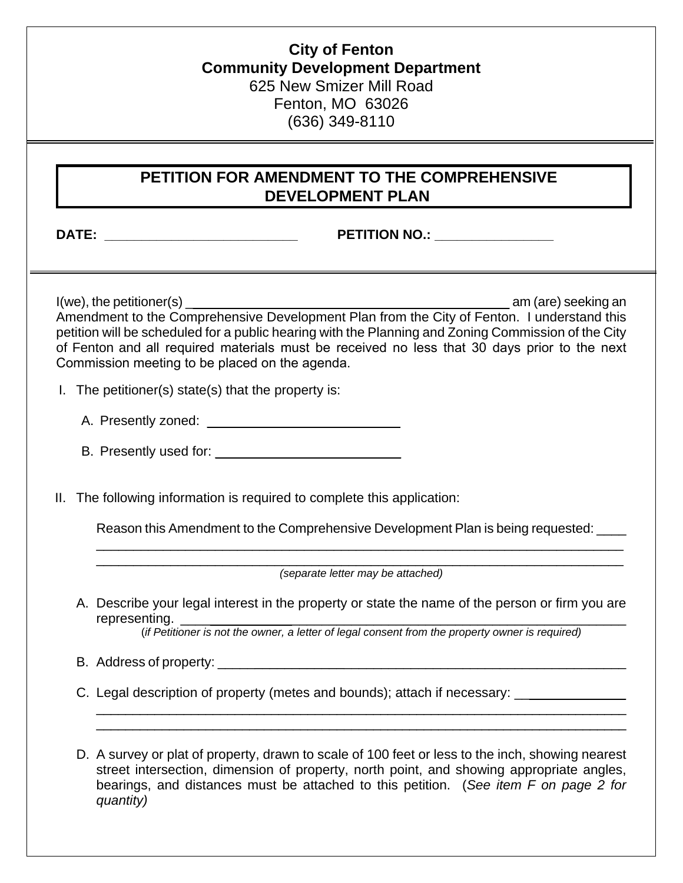**City of Fenton**
**Community Development Department**
625 New Smizer Mill Road
Fenton, MO 63026
(636) 349-8110

# PETITION FOR AMENDMENT TO THE COMPREHENSIVE DEVELOPMENT PLAN

**DATE:** ___________________________ **PETITION NO.:** ________________

I(we), the petitioner(s) ____________________________________________ am (are) seeking an Amendment to the Comprehensive Development Plan from the City of Fenton. I understand this petition will be scheduled for a public hearing with the Planning and Zoning Commission of the City of Fenton and all required materials must be received no less that 30 days prior to the next Commission meeting to be placed on the agenda.

I. The petitioner(s) state(s) that the property is:

   A. Presently zoned: __________________________

   B. Presently used for: __________________________

II. The following information is required to complete this application:

   Reason this Amendment to the Comprehensive Development Plan is being requested: ____
   ___________________________________________________________________________
   ___________________________________________________________________________
   *(separate letter may be attached)*

   A. Describe your legal interest in the property or state the name of the person or firm you are representing. ________________________________________________________________
   (*if Petitioner is not the owner, a letter of legal consent from the property owner is required)*

   B. Address of property: ___________________________________________________________

   C. Legal description of property (metes and bounds); attach if necessary: _______________
   ___________________________________________________________________________
   ___________________________________________________________________________

   D. A survey or plat of property, drawn to scale of 100 feet or less to the inch, showing nearest street intersection, dimension of property, north point, and showing appropriate angles, bearings, and distances must be attached to this petition. (*See item F on page 2 for quantity)*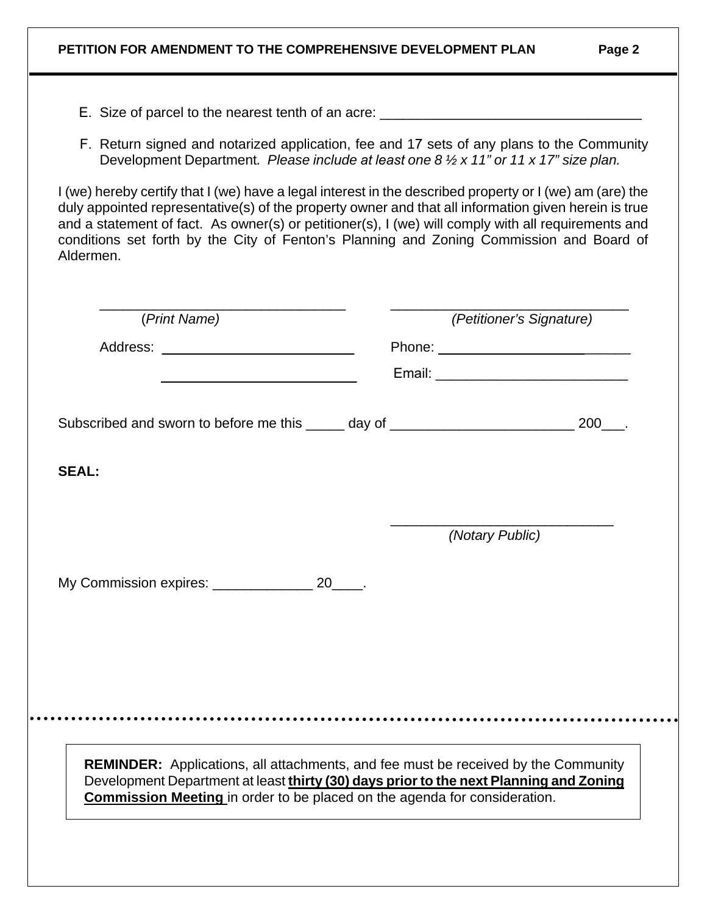E. Size of parcel to the nearest tenth of an acre: ___________________________________

F. Return signed and notarized application, fee and 17 sets of any plans to the Community Development Department. *Please include at least one 8 ½ x 11" or 11 x 17" size plan.*

I (we) hereby certify that I (we) have a legal interest in the described property or I (we) am (are) the duly appointed representative(s) of the property owner and that all information given herein is true and a statement of fact. As owner(s) or petitioner(s), I (we) will comply with all requirements and conditions set forth by the City of Fenton's Planning and Zoning Commission and Board of Aldermen.

________________________________ (*Print Name*)

________________________________ (*Petitioner's Signature*)

Address: ___________________________

___________________________

Phone: ___________________________

Email: ___________________________

Subscribed and sworn to before me this _____ day of ________________________ 200___.

**SEAL:**

_____________________________
(*Notary Public*)

My Commission expires: _____________ 20____.

**REMINDER:** Applications, all attachments, and fee must be received by the Community Development Department at least **thirty (30) days prior to the next Planning and Zoning Commission Meeting** in order to be placed on the agenda for consideration.